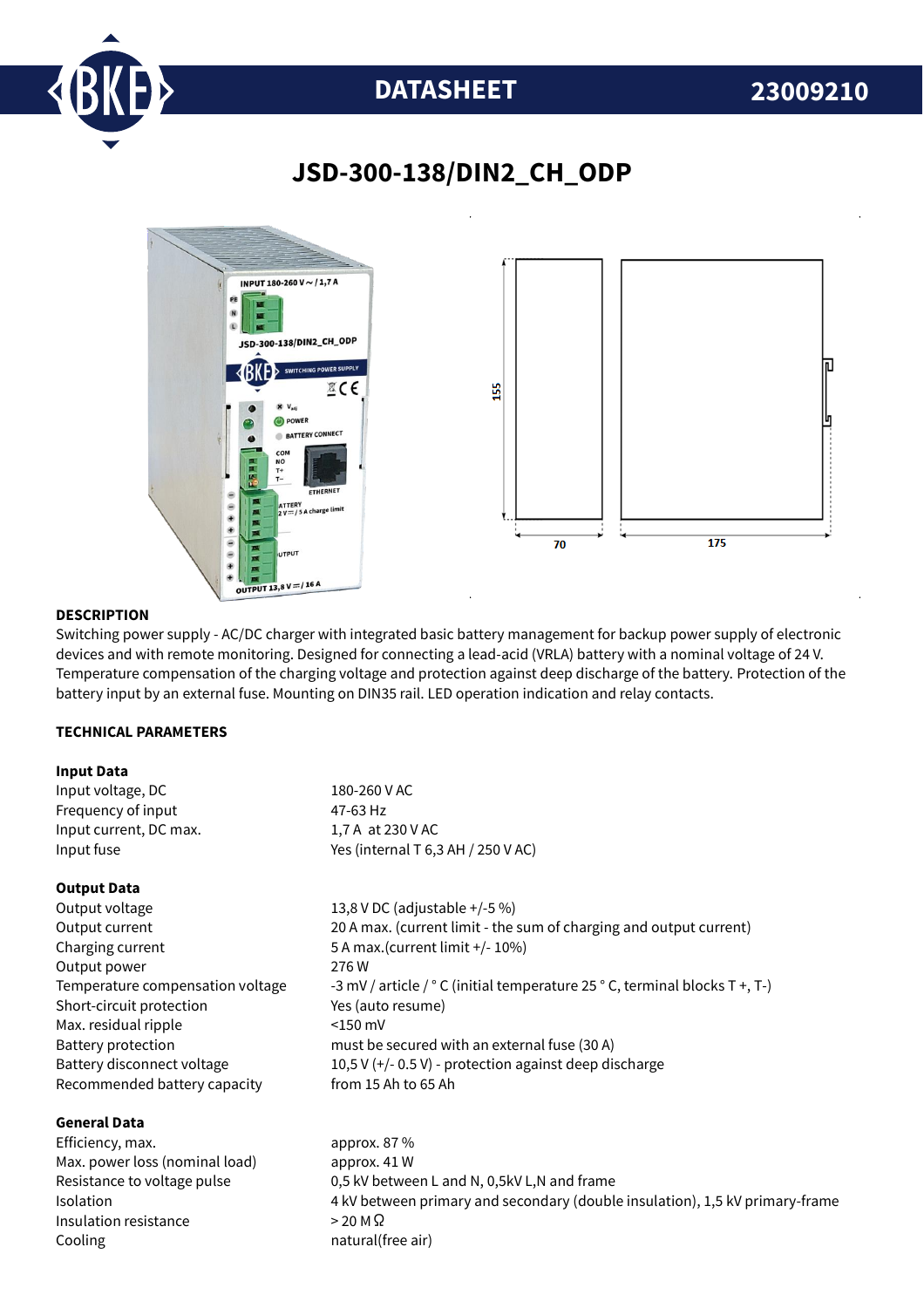DATASHEET 23009210

# JSD-300-138/DIN2_CH_ODP

## DESCRIPTION

Switching power supply - AC/DC charger with integrated basic battery management for backup power supply of electronic devices and with remote monitoring. Designed for connecting a lead-acid (VRLA) battery with a nominal voltage of 24 V. Temperature compensation of the charging voltage and protection against deep discharge of the battery. Protection of the battery input by an external fuse. Mounting on DIN35 rail. LED operation indication and relay contacts.

## TECHNICAL PARAMETERS

### Input Data

| | |
|---|---|
| Input voltage, DC | 180-260 V AC |
| Frequency of input | 47-63 Hz |
| Input current, DC max. | 1,7 A at 230 V AC |
| Input fuse | Yes (internal T 6,3 AH / 250 V AC) |

### Output Data

| | |
|---|---|
| Output voltage | 13,8 V DC (adjustable +/-5 %) |
| Output current | 20 A max. (current limit - the sum of charging and output current) |
| Charging current | 5 A max.(current limit +/- 10%) |
| Output power | 276 W |
| Temperature compensation voltage | -3 mV / article / ° C (initial temperature 25 ° C, terminal blocks T +, T-) |
| Short-circuit protection | Yes (auto resume) |
| Max. residual ripple | <150 mV |
| Battery protection | must be secured with an external fuse (30 A) |
| Battery disconnect voltage | 10,5 V (+/- 0.5 V) - protection against deep discharge |
| Recommended battery capacity | from 15 Ah to 65 Ah |

### General Data

| | |
|---|---|
| Efficiency, max. | approx. 87 % |
| Max. power loss (nominal load) | approx. 41 W |
| Resistance to voltage pulse | 0,5 kV between L and N, 0,5kV L,N and frame |
| Isolation | 4 kV between primary and secondary (double insulation), 1,5 kV primary-frame |
| Insulation resistance | > 20 MΩ |
| Cooling | natural(free air) |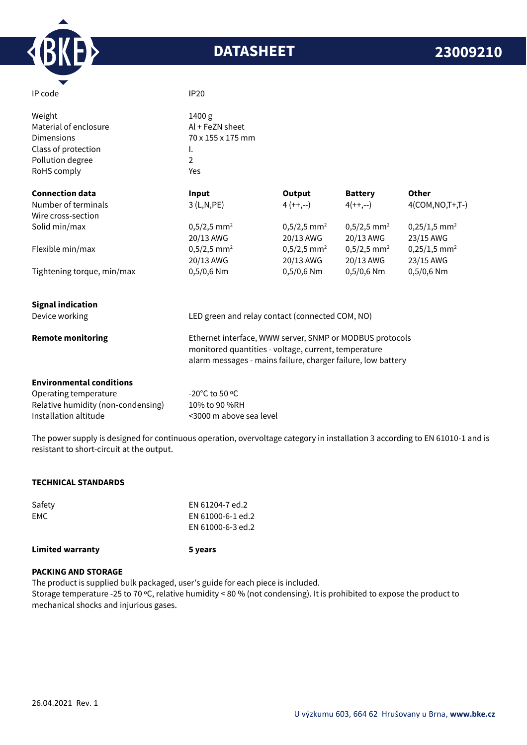| | |
|---|---|
| IP code | IP20 |
| Weight | 1400 g |
| Material of enclosure | Al + FeZN sheet |
| Dimensions | 70 x 155 x 175 mm |
| Class of protection | I. |
| Pollution degree | 2 |
| RoHS comply | Yes |

| **Connection data** | **Input** | **Output** | **Battery** | **Other** |
|---|---|---|---|---|
| Number of terminals | 3 (L,N,PE) | 4 (++,--) | 4(++,--) | 4(COM,NO,T+,T-) |
| Wire cross-section | | | | |
| Solid min/max | 0,5/2,5 mm$^2$<br>20/13 AWG | 0,5/2,5 mm$^2$<br>20/13 AWG | 0,5/2,5 mm$^2$<br>20/13 AWG | 0,25/1,5 mm$^2$<br>23/15 AWG |
| Flexible min/max | 0,5/2,5 mm$^2$<br>20/13 AWG | 0,5/2,5 mm$^2$<br>20/13 AWG | 0,5/2,5 mm$^2$<br>20/13 AWG | 0,25/1,5 mm$^2$<br>23/15 AWG |
| Tightening torque, min/max | 0,5/0,6 Nm | 0,5/0,6 Nm | 0,5/0,6 Nm | 0,5/0,6 Nm |

**Signal indication**

| | |
|---|---|
| Device working | LED green and relay contact (connected COM, NO) |
| **Remote monitoring** | Ethernet interface, WWW server, SNMP or MODBUS protocols<br>monitored quantities - voltage, current, temperature<br>alarm messages - mains failure, charger failure, low battery |

**Environmental conditions**

| | |
|---|---|
| Operating temperature | -20°C to 50 °C |
| Relative humidity (non-condensing) | 10% to 90 %RH |
| Installation altitude | <3000 m above sea level |

The power supply is designed for continuous operation, overvoltage category in installation 3 according to EN 61010-1 and is resistant to short-circuit at the output.

## TECHNICAL STANDARDS

| | |
|---|---|
| Safety | EN 61204-7 ed.2 |
| EMC | EN 61000-6-1 ed.2<br>EN 61000-6-3 ed.2 |

**Limited warranty** **5 years**

## PACKING AND STORAGE

The product is supplied bulk packaged, user's guide for each piece is included.
Storage temperature -25 to 70 °C, relative humidity < 80 % (not condensing). It is prohibited to expose the product to mechanical shocks and injurious gases.

26.04.2021 Rev. 1